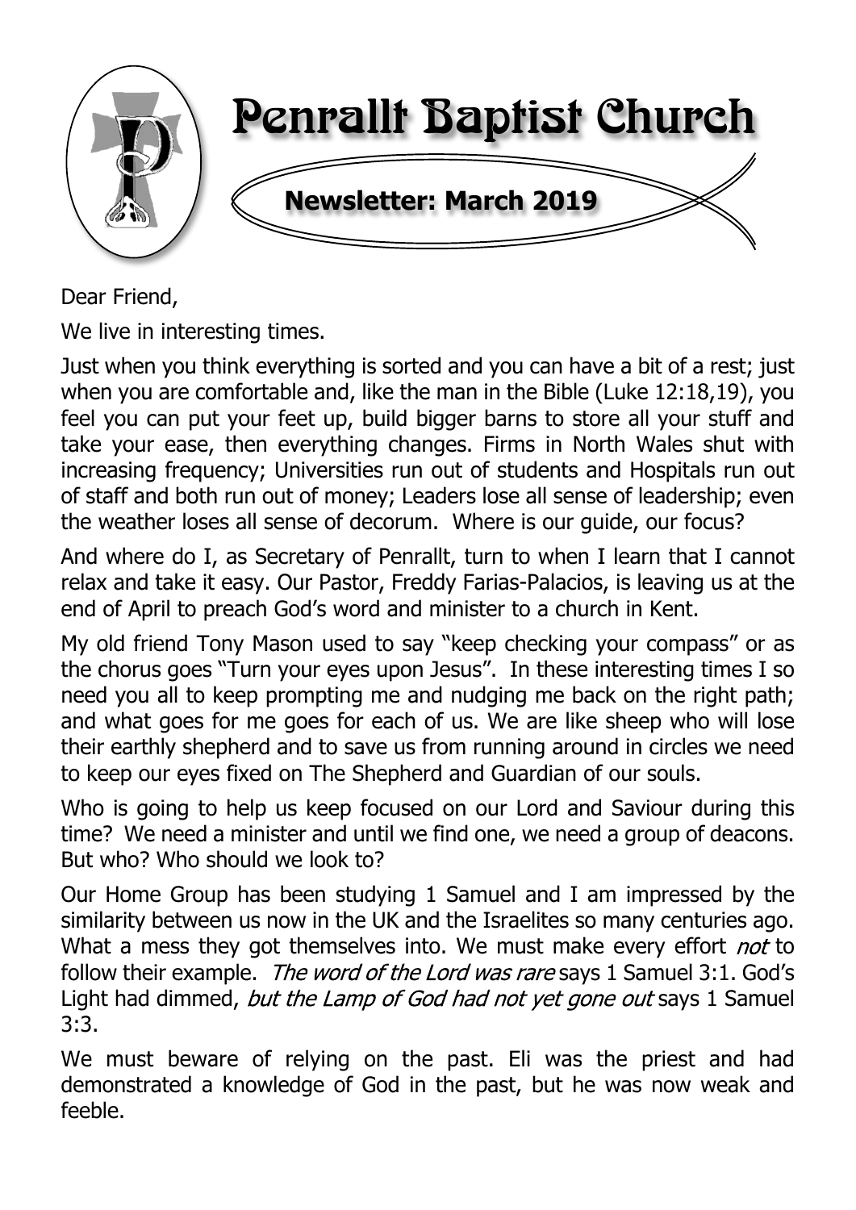# Penrallt Baptist Church

## Newsletter: March 2019

Dear Friend,

We live in interesting times.

Just when you think everything is sorted and you can have a bit of a rest; just when you are comfortable and, like the man in the Bible (Luke 12:18,19), you feel you can put your feet up, build bigger barns to store all your stuff and take your ease, then everything changes. Firms in North Wales shut with increasing frequency; Universities run out of students and Hospitals run out of staff and both run out of money; Leaders lose all sense of leadership; even the weather loses all sense of decorum. Where is our guide, our focus?

And where do I, as Secretary of Penrallt, turn to when I learn that I cannot relax and take it easy. Our Pastor, Freddy Farias-Palacios, is leaving us at the end of April to preach God's word and minister to a church in Kent.

My old friend Tony Mason used to say "keep checking your compass" or as the chorus goes "Turn your eyes upon Jesus". In these interesting times I so need you all to keep prompting me and nudging me back on the right path; and what goes for me goes for each of us. We are like sheep who will lose their earthly shepherd and to save us from running around in circles we need to keep our eyes fixed on The Shepherd and Guardian of our souls.

Who is going to help us keep focused on our Lord and Saviour during this time? We need a minister and until we find one, we need a group of deacons. But who? Who should we look to?

Our Home Group has been studying 1 Samuel and I am impressed by the similarity between us now in the UK and the Israelites so many centuries ago. What a mess they got themselves into. We must make every effort *not* to follow their example. *The word of the Lord was rare* says 1 Samuel 3:1. God's Light had dimmed, *but the Lamp of God had not yet gone out* says 1 Samuel 3:3.

We must beware of relying on the past. Eli was the priest and had demonstrated a knowledge of God in the past, but he was now weak and feeble.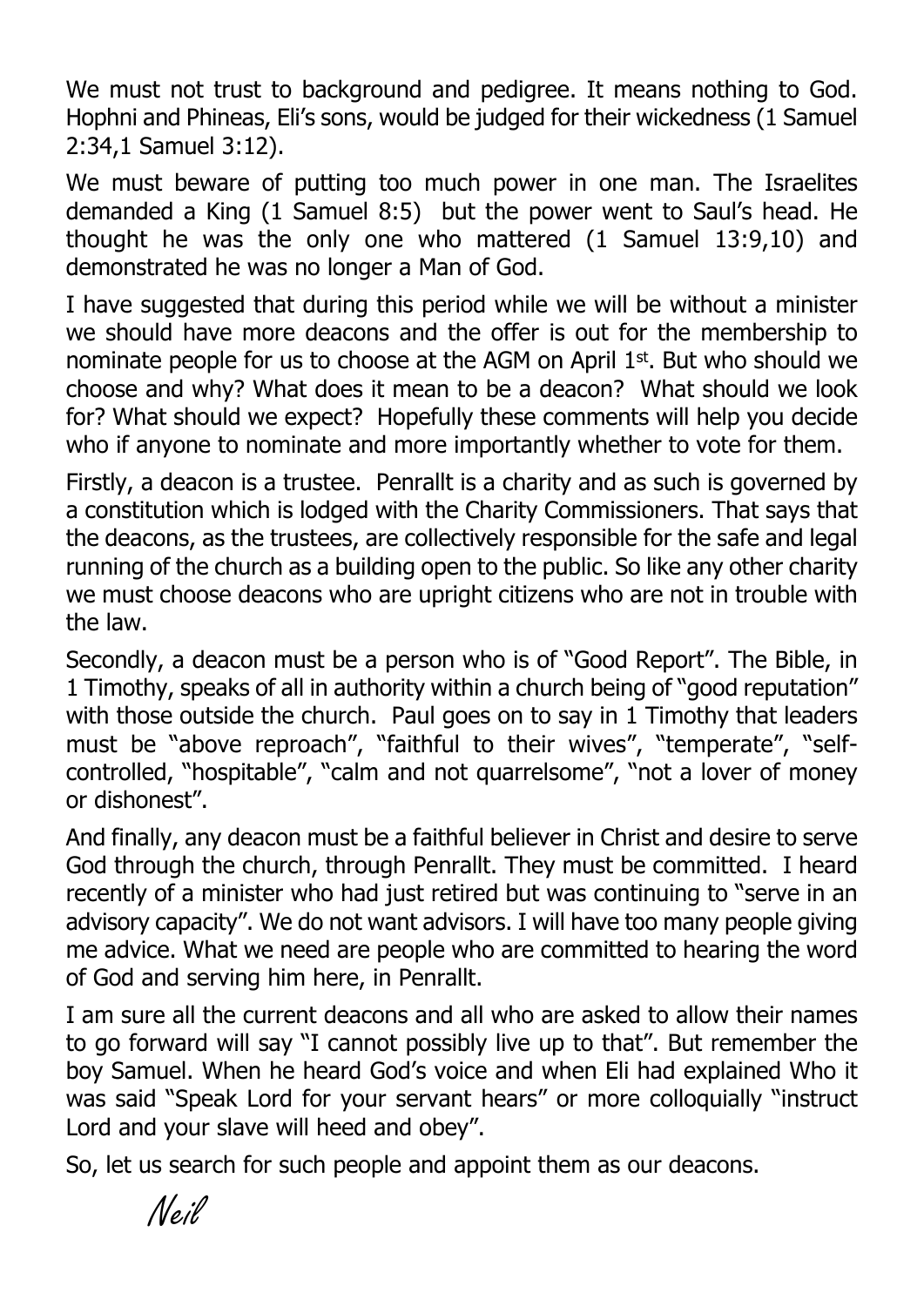We must not trust to background and pedigree. It means nothing to God. Hophni and Phineas, Eli's sons, would be judged for their wickedness (1 Samuel 2:34,1 Samuel 3:12).

We must beware of putting too much power in one man. The Israelites demanded a King (1 Samuel 8:5) but the power went to Saul's head. He thought he was the only one who mattered (1 Samuel 13:9,10) and demonstrated he was no longer a Man of God.

I have suggested that during this period while we will be without a minister we should have more deacons and the offer is out for the membership to nominate people for us to choose at the AGM on April 1st. But who should we choose and why? What does it mean to be a deacon? What should we look for? What should we expect? Hopefully these comments will help you decide who if anyone to nominate and more importantly whether to vote for them.

Firstly, a deacon is a trustee. Penrallt is a charity and as such is governed by a constitution which is lodged with the Charity Commissioners. That says that the deacons, as the trustees, are collectively responsible for the safe and legal running of the church as a building open to the public. So like any other charity we must choose deacons who are upright citizens who are not in trouble with the law.

Secondly, a deacon must be a person who is of "Good Report". The Bible, in 1 Timothy, speaks of all in authority within a church being of "good reputation" with those outside the church. Paul goes on to say in 1 Timothy that leaders must be "above reproach", "faithful to their wives", "temperate", "self-controlled, "hospitable", "calm and not quarrelsome", "not a lover of money or dishonest".

And finally, any deacon must be a faithful believer in Christ and desire to serve God through the church, through Penrallt. They must be committed. I heard recently of a minister who had just retired but was continuing to "serve in an advisory capacity". We do not want advisors. I will have too many people giving me advice. What we need are people who are committed to hearing the word of God and serving him here, in Penrallt.

I am sure all the current deacons and all who are asked to allow their names to go forward will say "I cannot possibly live up to that". But remember the boy Samuel. When he heard God's voice and when Eli had explained Who it was said "Speak Lord for your servant hears" or more colloquially "instruct Lord and your slave will heed and obey".

So, let us search for such people and appoint them as our deacons.

*Neil*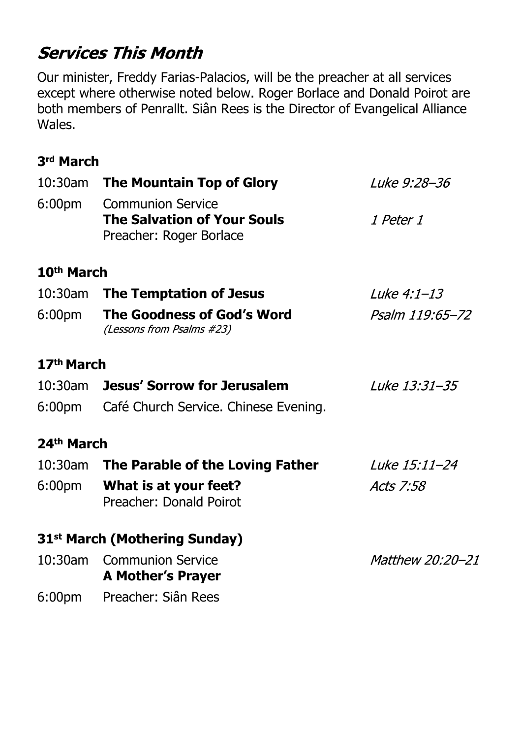## *Services This Month*

Our minister, Freddy Farias-Palacios, will be the preacher at all services except where otherwise noted below. Roger Borlace and Donald Poirot are both members of Penrallt. Siân Rees is the Director of Evangelical Alliance Wales.

### 3rd March

10:30am **The Mountain Top of Glory** *Luke 9:28–36*

6:00pm Communion Service
**The Salvation of Your Souls** *1 Peter 1*
Preacher: Roger Borlace

### 10th March

10:30am **The Temptation of Jesus** *Luke 4:1–13*

6:00pm **The Goodness of God's Word** *Psalm 119:65–72*
*(Lessons from Psalms #23)*

### 17th March

10:30am **Jesus' Sorrow for Jerusalem** *Luke 13:31–35*

6:00pm Café Church Service. Chinese Evening.

### 24th March

10:30am **The Parable of the Loving Father** *Luke 15:11–24*

6:00pm **What is at your feet?** *Acts 7:58*
Preacher: Donald Poirot

### 31st March (Mothering Sunday)

10:30am Communion Service *Matthew 20:20–21*
**A Mother's Prayer**

6:00pm Preacher: Siân Rees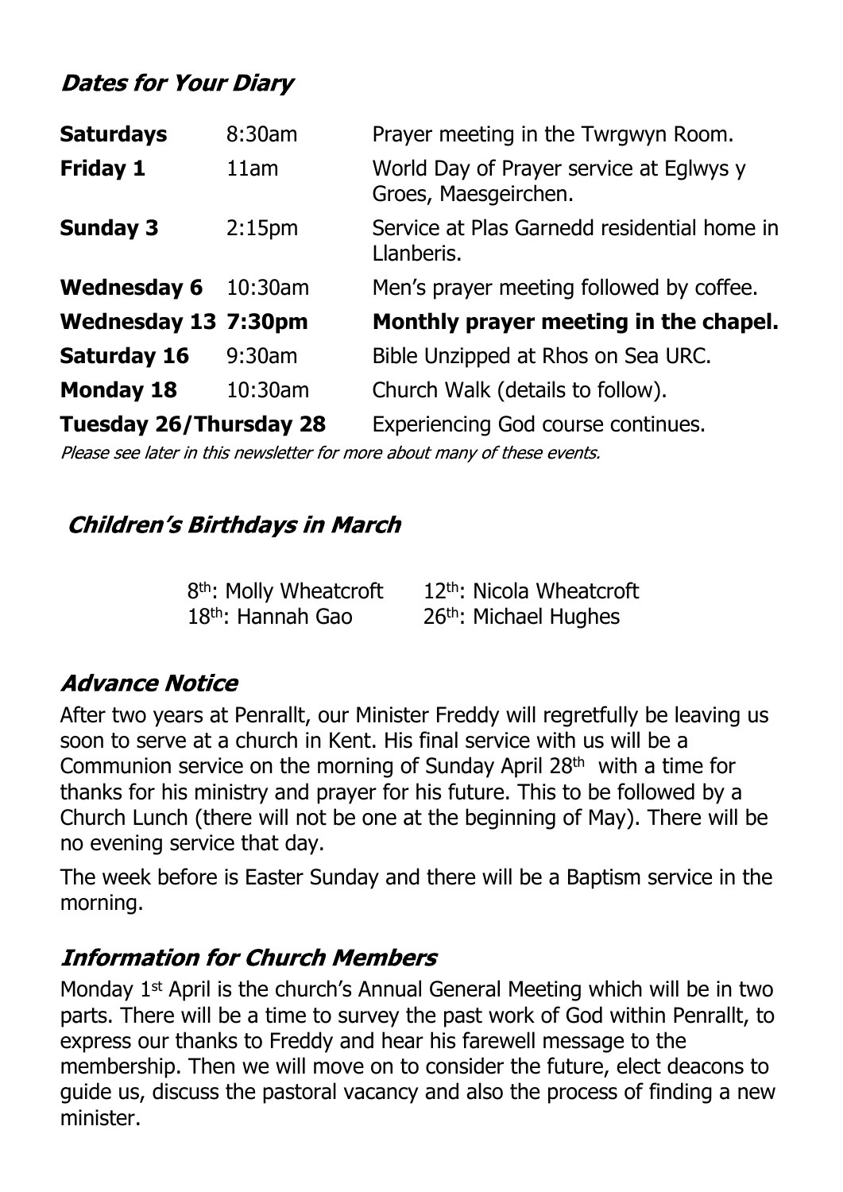## *Dates for Your Diary*

| | | |
|---|---|---|
| **Saturdays** | 8:30am | Prayer meeting in the Twrgwyn Room. |
| **Friday 1** | 11am | World Day of Prayer service at Eglwys y Groes, Maesgeirchen. |
| **Sunday 3** | 2:15pm | Service at Plas Garnedd residential home in Llanberis. |
| **Wednesday 6** | 10:30am | Men's prayer meeting followed by coffee. |
| **Wednesday 13** | **7:30pm** | **Monthly prayer meeting in the chapel.** |
| **Saturday 16** | 9:30am | Bible Unzipped at Rhos on Sea URC. |
| **Monday 18** | 10:30am | Church Walk (details to follow). |
| **Tuesday 26/Thursday 28** | | Experiencing God course continues. |

*Please see later in this newsletter for more about many of these events.*

## *Children's Birthdays in March*

8th: Molly Wheatcroft
12th: Nicola Wheatcroft
18th: Hannah Gao
26th: Michael Hughes

## *Advance Notice*

After two years at Penrallt, our Minister Freddy will regretfully be leaving us soon to serve at a church in Kent. His final service with us will be a Communion service on the morning of Sunday April 28th with a time for thanks for his ministry and prayer for his future. This to be followed by a Church Lunch (there will not be one at the beginning of May). There will be no evening service that day.

The week before is Easter Sunday and there will be a Baptism service in the morning.

## *Information for Church Members*

Monday 1st April is the church's Annual General Meeting which will be in two parts. There will be a time to survey the past work of God within Penrallt, to express our thanks to Freddy and hear his farewell message to the membership. Then we will move on to consider the future, elect deacons to guide us, discuss the pastoral vacancy and also the process of finding a new minister.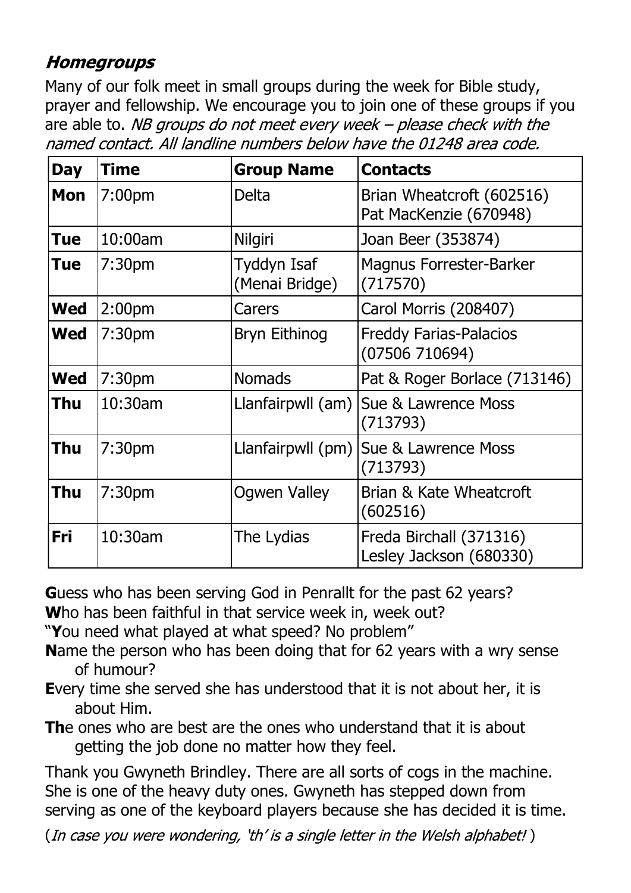## *Homegroups*

Many of our folk meet in small groups during the week for Bible study, prayer and fellowship. We encourage you to join one of these groups if you are able to. *NB groups do not meet every week – please check with the named contact. All landline numbers below have the 01248 area code.*

| Day | Time | Group Name | Contacts |
|---|---|---|---|
| **Mon** | 7:00pm | Delta | Brian Wheatcroft (602516) Pat MacKenzie (670948) |
| **Tue** | 10:00am | Nilgiri | Joan Beer (353874) |
| **Tue** | 7:30pm | Tyddyn Isaf (Menai Bridge) | Magnus Forrester-Barker (717570) |
| **Wed** | 2:00pm | Carers | Carol Morris (208407) |
| **Wed** | 7:30pm | Bryn Eithinog | Freddy Farias-Palacios (07506 710694) |
| **Wed** | 7:30pm | Nomads | Pat & Roger Borlace (713146) |
| **Thu** | 10:30am | Llanfairpwll (am) | Sue & Lawrence Moss (713793) |
| **Thu** | 7:30pm | Llanfairpwll (pm) | Sue & Lawrence Moss (713793) |
| **Thu** | 7:30pm | Ogwen Valley | Brian & Kate Wheatcroft (602516) |
| **Fri** | 10:30am | The Lydias | Freda Birchall (371316) Lesley Jackson (680330) |

**G**uess who has been serving God in Penrallt for the past 62 years?
**W**ho has been faithful in that service week in, week out?
"**Y**ou need what played at what speed? No problem"
**N**ame the person who has been doing that for 62 years with a wry sense of humour?
**E**very time she served she has understood that it is not about her, it is about Him.
**Th**e ones who are best are the ones who understand that it is about getting the job done no matter how they feel.

Thank you Gwyneth Brindley. There are all sorts of cogs in the machine. She is one of the heavy duty ones. Gwyneth has stepped down from serving as one of the keyboard players because she has decided it is time.

(*In case you were wondering, 'th' is a single letter in the Welsh alphabet!* )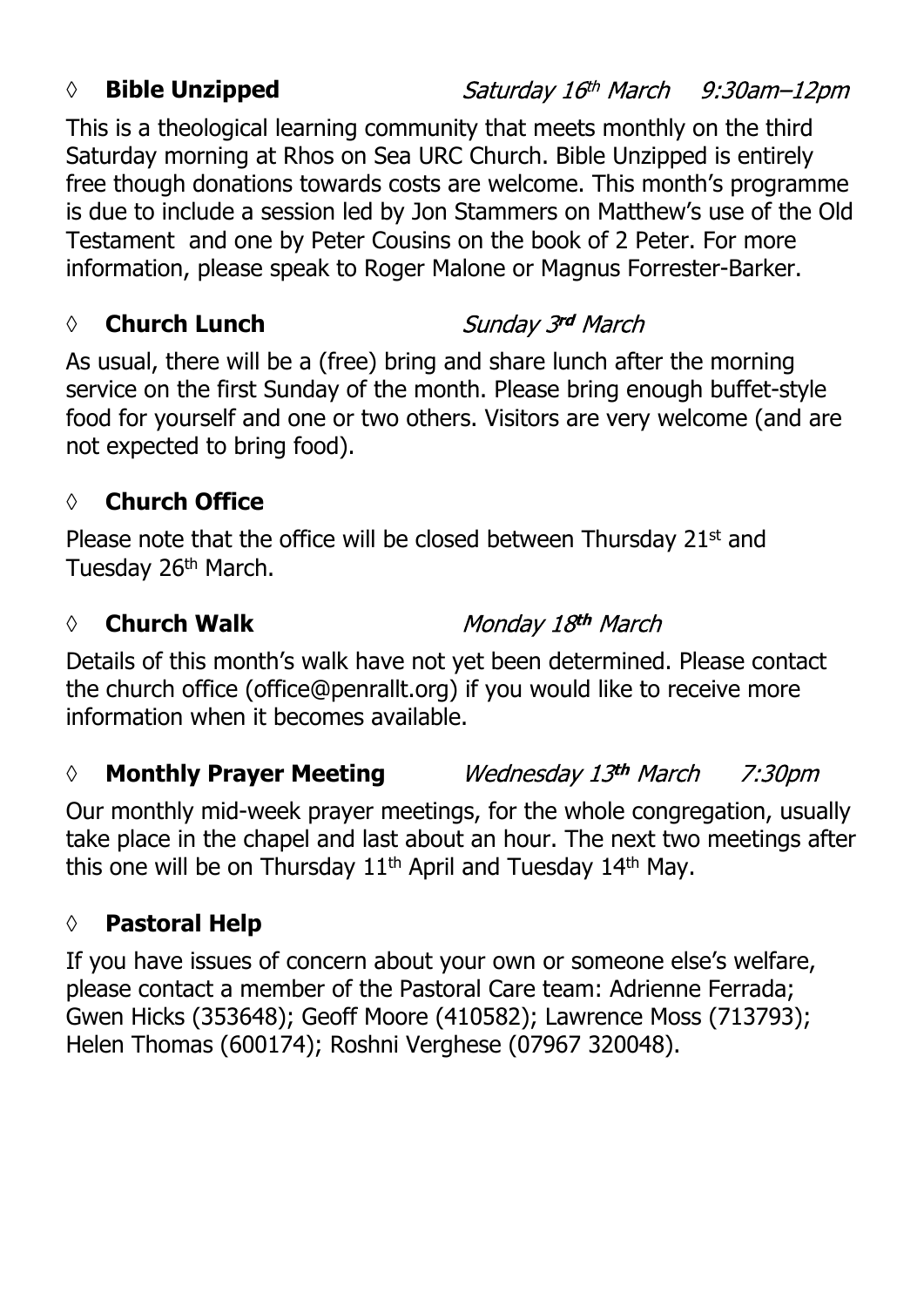◊ **Bible Unzipped** *Saturday 16th March 9:30am–12pm*

This is a theological learning community that meets monthly on the third Saturday morning at Rhos on Sea URC Church. Bible Unzipped is entirely free though donations towards costs are welcome. This month's programme is due to include a session led by Jon Stammers on Matthew's use of the Old Testament and one by Peter Cousins on the book of 2 Peter. For more information, please speak to Roger Malone or Magnus Forrester-Barker.

◊ **Church Lunch** *Sunday 3rd March*

As usual, there will be a (free) bring and share lunch after the morning service on the first Sunday of the month. Please bring enough buffet-style food for yourself and one or two others. Visitors are very welcome (and are not expected to bring food).

◊ **Church Office**

Please note that the office will be closed between Thursday 21st and Tuesday 26th March.

◊ **Church Walk** *Monday 18th March*

Details of this month's walk have not yet been determined. Please contact the church office (office@penrallt.org) if you would like to receive more information when it becomes available.

◊ **Monthly Prayer Meeting** *Wednesday 13th March 7:30pm*

Our monthly mid-week prayer meetings, for the whole congregation, usually take place in the chapel and last about an hour. The next two meetings after this one will be on Thursday 11th April and Tuesday 14th May.

◊ **Pastoral Help**

If you have issues of concern about your own or someone else's welfare, please contact a member of the Pastoral Care team: Adrienne Ferrada; Gwen Hicks (353648); Geoff Moore (410582); Lawrence Moss (713793); Helen Thomas (600174); Roshni Verghese (07967 320048).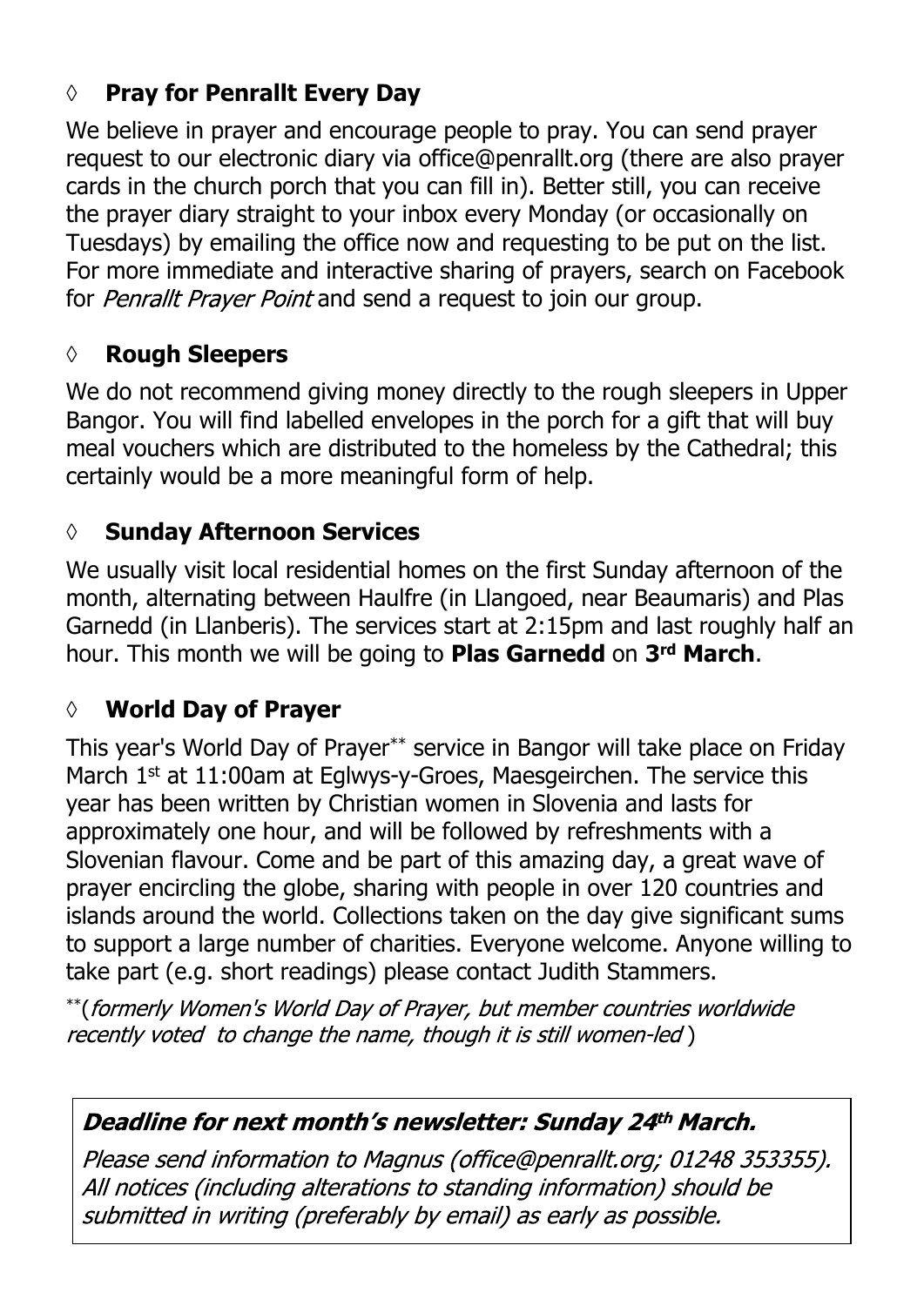## ◊ **Pray for Penrallt Every Day**

We believe in prayer and encourage people to pray. You can send prayer request to our electronic diary via office@penrallt.org (there are also prayer cards in the church porch that you can fill in). Better still, you can receive the prayer diary straight to your inbox every Monday (or occasionally on Tuesdays) by emailing the office now and requesting to be put on the list. For more immediate and interactive sharing of prayers, search on Facebook for *Penrallt Prayer Point* and send a request to join our group.

## ◊ **Rough Sleepers**

We do not recommend giving money directly to the rough sleepers in Upper Bangor. You will find labelled envelopes in the porch for a gift that will buy meal vouchers which are distributed to the homeless by the Cathedral; this certainly would be a more meaningful form of help.

## ◊ **Sunday Afternoon Services**

We usually visit local residential homes on the first Sunday afternoon of the month, alternating between Haulfre (in Llangoed, near Beaumaris) and Plas Garnedd (in Llanberis). The services start at 2:15pm and last roughly half an hour. This month we will be going to **Plas Garnedd** on **3rd March**.

## ◊ **World Day of Prayer**

This year's World Day of Prayer** service in Bangor will take place on Friday March 1st at 11:00am at Eglwys-y-Groes, Maesgeirchen. The service this year has been written by Christian women in Slovenia and lasts for approximately one hour, and will be followed by refreshments with a Slovenian flavour. Come and be part of this amazing day, a great wave of prayer encircling the globe, sharing with people in over 120 countries and islands around the world. Collections taken on the day give significant sums to support a large number of charities. Everyone welcome. Anyone willing to take part (e.g. short readings) please contact Judith Stammers.

**(*formerly Women's World Day of Prayer, but member countries worldwide recently voted to change the name, though it is still women-led*)

***Deadline for next month's newsletter: Sunday 24th March.***

*Please send information to Magnus (office@penrallt.org; 01248 353355). All notices (including alterations to standing information) should be submitted in writing (preferably by email) as early as possible.*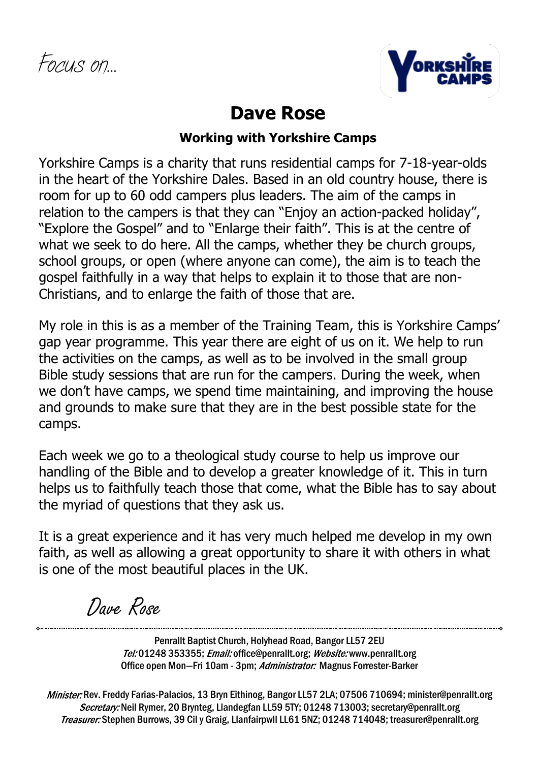*Focus on…*

# Dave Rose

### Working with Yorkshire Camps

Yorkshire Camps is a charity that runs residential camps for 7-18-year-olds in the heart of the Yorkshire Dales. Based in an old country house, there is room for up to 60 odd campers plus leaders. The aim of the camps in relation to the campers is that they can "Enjoy an action-packed holiday", "Explore the Gospel" and to "Enlarge their faith". This is at the centre of what we seek to do here. All the camps, whether they be church groups, school groups, or open (where anyone can come), the aim is to teach the gospel faithfully in a way that helps to explain it to those that are non-Christians, and to enlarge the faith of those that are.

My role in this is as a member of the Training Team, this is Yorkshire Camps' gap year programme. This year there are eight of us on it. We help to run the activities on the camps, as well as to be involved in the small group Bible study sessions that are run for the campers. During the week, when we don't have camps, we spend time maintaining, and improving the house and grounds to make sure that they are in the best possible state for the camps.

Each week we go to a theological study course to help us improve our handling of the Bible and to develop a greater knowledge of it. This in turn helps us to faithfully teach those that come, what the Bible has to say about the myriad of questions that they ask us.

It is a great experience and it has very much helped me develop in my own faith, as well as allowing a great opportunity to share it with others in what is one of the most beautiful places in the UK.

*Dave Rose*

---

Penrallt Baptist Church, Holyhead Road, Bangor LL57 2EU
*Tel:* 01248 353355; *Email:* office@penrallt.org; *Website:* www.penrallt.org
Office open Mon—Fri 10am - 3pm; *Administrator:* Magnus Forrester-Barker

*Minister:* Rev. Freddy Farias-Palacios, 13 Bryn Eithinog, Bangor LL57 2LA; 07506 710694; minister@penrallt.org
*Secretary:* Neil Rymer, 20 Brynteg, Llandegfan LL59 5TY; 01248 713003; secretary@penrallt.org
*Treasurer:* Stephen Burrows, 39 Cil y Graig, Llanfairpwll LL61 5NZ; 01248 714048; treasurer@penrallt.org